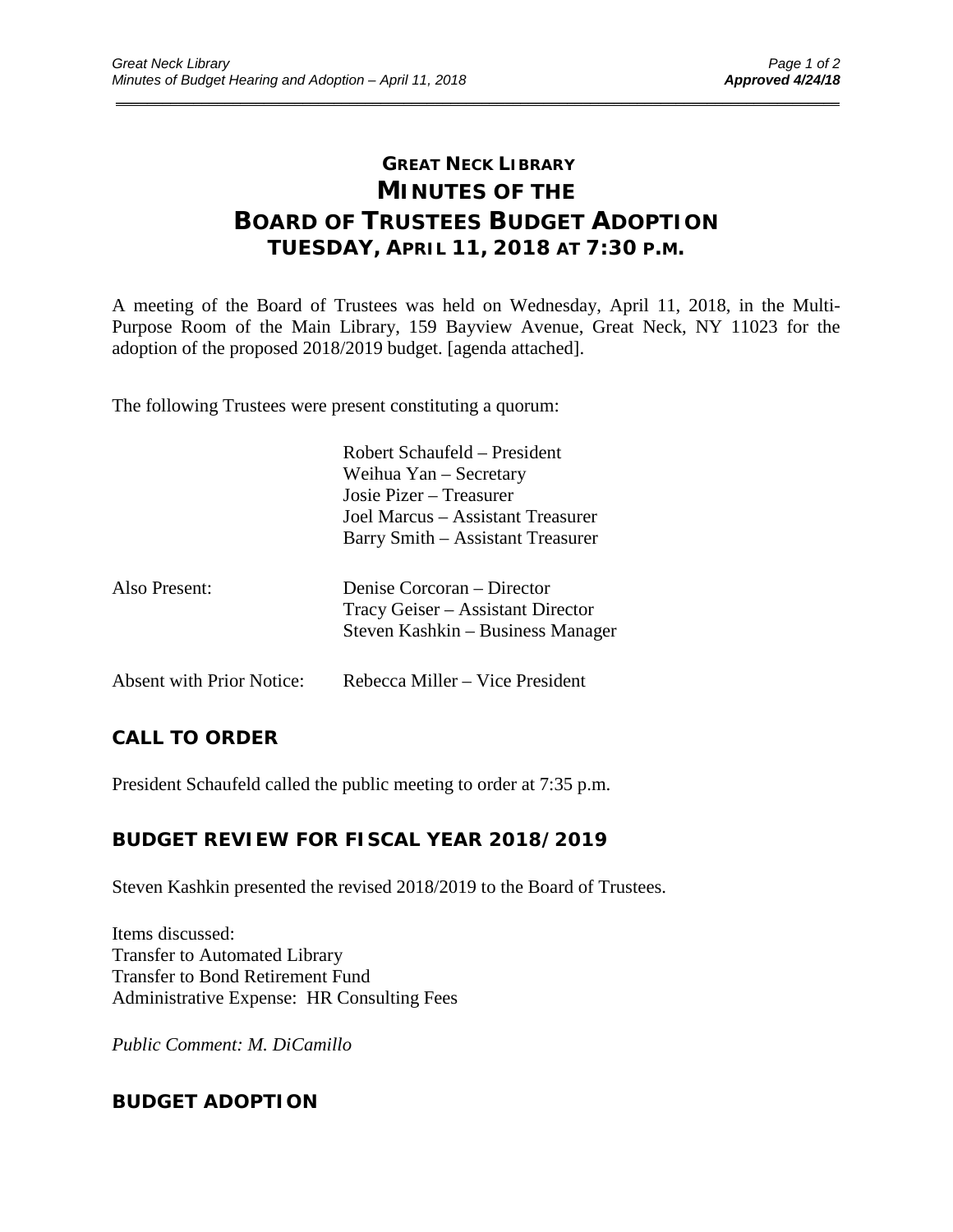# GREAT NECK LIBRARY
# MINUTES OF THE
# BOARD OF TRUSTEES BUDGET ADOPTION
## TUESDAY, APRIL 11, 2018 AT 7:30 P.M.

A meeting of the Board of Trustees was held on Wednesday, April 11, 2018, in the Multi-Purpose Room of the Main Library, 159 Bayview Avenue, Great Neck, NY 11023 for the adoption of the proposed 2018/2019 budget. [agenda attached].

The following Trustees were present constituting a quorum:

Robert Schaufeld – President
Weihua Yan – Secretary
Josie Pizer – Treasurer
Joel Marcus – Assistant Treasurer
Barry Smith – Assistant Treasurer

Also Present:
Denise Corcoran – Director
Tracy Geiser – Assistant Director
Steven Kashkin – Business Manager

Absent with Prior Notice: Rebecca Miller – Vice President

## CALL TO ORDER

President Schaufeld called the public meeting to order at 7:35 p.m.

## BUDGET REVIEW FOR FISCAL YEAR 2018/2019

Steven Kashkin presented the revised 2018/2019 to the Board of Trustees.

Items discussed:
Transfer to Automated Library
Transfer to Bond Retirement Fund
Administrative Expense: HR Consulting Fees

*Public Comment: M. DiCamillo*

## BUDGET ADOPTION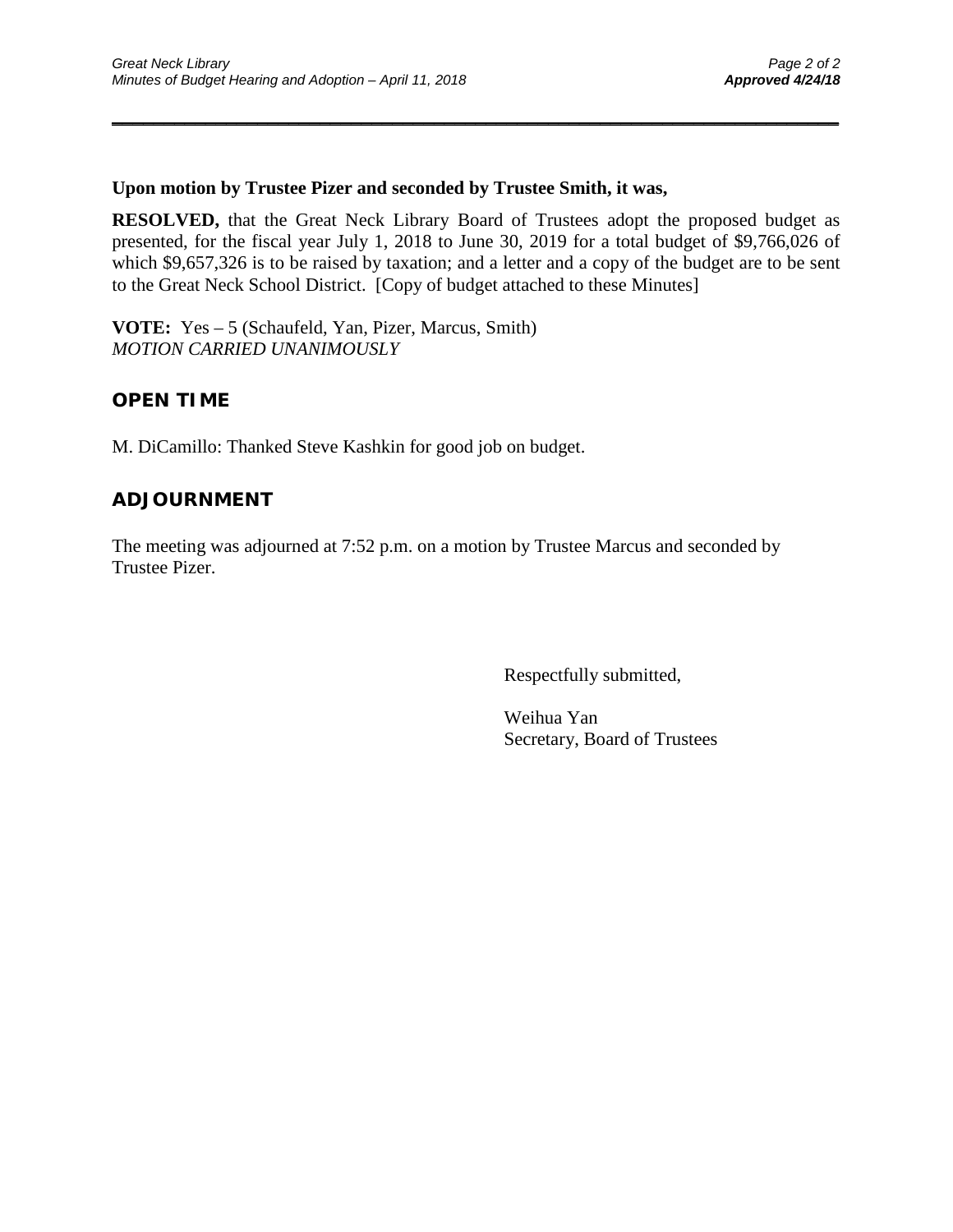**Upon motion by Trustee Pizer and seconded by Trustee Smith, it was,**

**RESOLVED,** that the Great Neck Library Board of Trustees adopt the proposed budget as presented, for the fiscal year July 1, 2018 to June 30, 2019 for a total budget of $9,766,026 of which $9,657,326 is to be raised by taxation; and a letter and a copy of the budget are to be sent to the Great Neck School District. [Copy of budget attached to these Minutes]

**VOTE:** Yes – 5 (Schaufeld, Yan, Pizer, Marcus, Smith)
*MOTION CARRIED UNANIMOUSLY*

## OPEN TIME

M. DiCamillo: Thanked Steve Kashkin for good job on budget.

## ADJOURNMENT

The meeting was adjourned at 7:52 p.m. on a motion by Trustee Marcus and seconded by Trustee Pizer.

Respectfully submitted,

Weihua Yan
Secretary, Board of Trustees